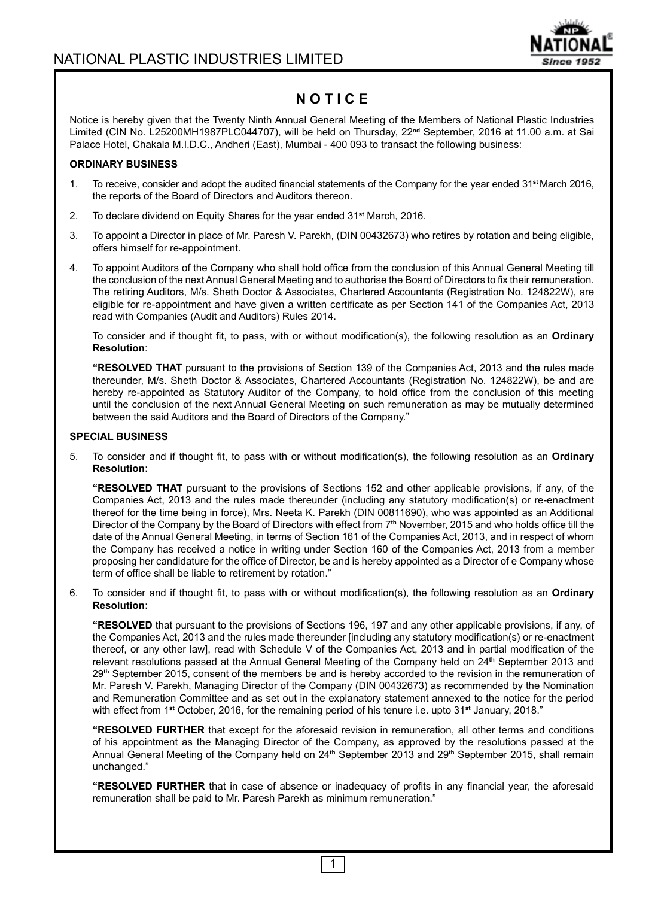# NOTICE

Notice is hereby given that the Twenty Ninth Annual General Meeting of the Members of National Plastic Industries Limited (CIN No. L25200MH1987PLC044707), will be held on Thursday, 22nd September, 2016 at 11.00 a.m. at Sai Palace Hotel, Chakala M.I.D.C., Andheri (East), Mumbai - 400 093 to transact the following business:

## ORDINARY BUSINESS

1. To receive, consider and adopt the audited financial statements of the Company for the year ended 31st March 2016, the reports of the Board of Directors and Auditors thereon.

2. To declare dividend on Equity Shares for the year ended 31st March, 2016.

3. To appoint a Director in place of Mr. Paresh V. Parekh, (DIN 00432673) who retires by rotation and being eligible, offers himself for re-appointment.

4. To appoint Auditors of the Company who shall hold office from the conclusion of this Annual General Meeting till the conclusion of the next Annual General Meeting and to authorise the Board of Directors to fix their remuneration. The retiring Auditors, M/s. Sheth Doctor & Associates, Chartered Accountants (Registration No. 124822W), are eligible for re-appointment and have given a written certificate as per Section 141 of the Companies Act, 2013 read with Companies (Audit and Auditors) Rules 2014.

   To consider and if thought fit, to pass, with or without modification(s), the following resolution as an **Ordinary Resolution**:

   **"RESOLVED THAT** pursuant to the provisions of Section 139 of the Companies Act, 2013 and the rules made thereunder, M/s. Sheth Doctor & Associates, Chartered Accountants (Registration No. 124822W), be and are hereby re-appointed as Statutory Auditor of the Company, to hold office from the conclusion of this meeting until the conclusion of the next Annual General Meeting on such remuneration as may be mutually determined between the said Auditors and the Board of Directors of the Company."

## SPECIAL BUSINESS

5. To consider and if thought fit, to pass with or without modification(s), the following resolution as an **Ordinary Resolution:**

   **"RESOLVED THAT** pursuant to the provisions of Sections 152 and other applicable provisions, if any, of the Companies Act, 2013 and the rules made thereunder (including any statutory modification(s) or re-enactment thereof for the time being in force), Mrs. Neeta K. Parekh (DIN 00811690), who was appointed as an Additional Director of the Company by the Board of Directors with effect from 7th November, 2015 and who holds office till the date of the Annual General Meeting, in terms of Section 161 of the Companies Act, 2013, and in respect of whom the Company has received a notice in writing under Section 160 of the Companies Act, 2013 from a member proposing her candidature for the office of Director, be and is hereby appointed as a Director of e Company whose term of office shall be liable to retirement by rotation."

6. To consider and if thought fit, to pass with or without modification(s), the following resolution as an **Ordinary Resolution:**

   **"RESOLVED** that pursuant to the provisions of Sections 196, 197 and any other applicable provisions, if any, of the Companies Act, 2013 and the rules made thereunder [including any statutory modification(s) or re-enactment thereof, or any other law], read with Schedule V of the Companies Act, 2013 and in partial modification of the relevant resolutions passed at the Annual General Meeting of the Company held on 24th September 2013 and 29th September 2015, consent of the members be and is hereby accorded to the revision in the remuneration of Mr. Paresh V. Parekh, Managing Director of the Company (DIN 00432673) as recommended by the Nomination and Remuneration Committee and as set out in the explanatory statement annexed to the notice for the period with effect from 1st October, 2016, for the remaining period of his tenure i.e. upto 31st January, 2018."

   **"RESOLVED FURTHER** that except for the aforesaid revision in remuneration, all other terms and conditions of his appointment as the Managing Director of the Company, as approved by the resolutions passed at the Annual General Meeting of the Company held on 24th September 2013 and 29th September 2015, shall remain unchanged."

   **"RESOLVED FURTHER** that in case of absence or inadequacy of profits in any financial year, the aforesaid remuneration shall be paid to Mr. Paresh Parekh as minimum remuneration."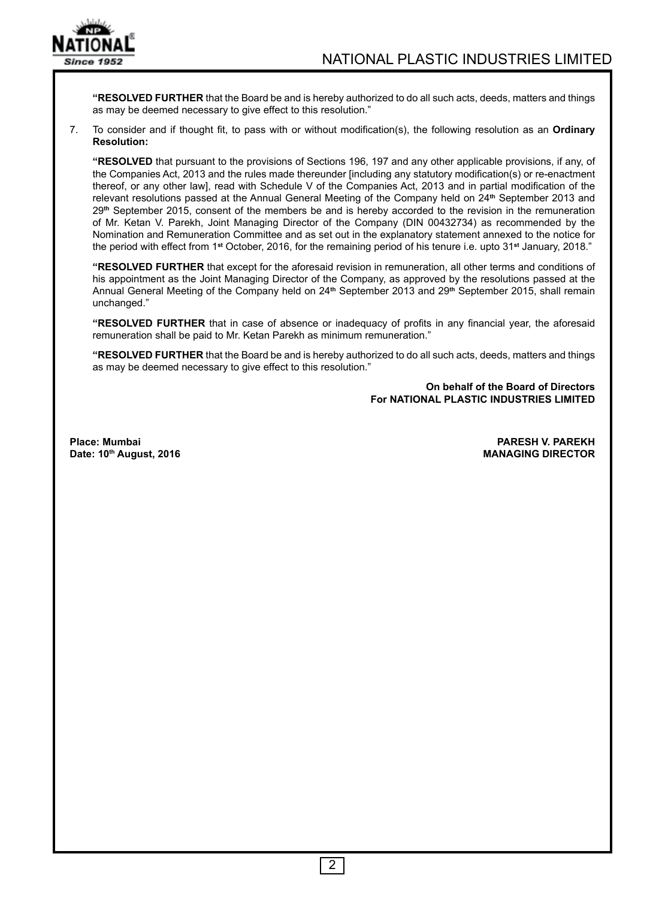**"RESOLVED FURTHER** that the Board be and is hereby authorized to do all such acts, deeds, matters and things as may be deemed necessary to give effect to this resolution."

7. To consider and if thought fit, to pass with or without modification(s), the following resolution as an **Ordinary Resolution:**

**"RESOLVED** that pursuant to the provisions of Sections 196, 197 and any other applicable provisions, if any, of the Companies Act, 2013 and the rules made thereunder [including any statutory modification(s) or re-enactment thereof, or any other law], read with Schedule V of the Companies Act, 2013 and in partial modification of the relevant resolutions passed at the Annual General Meeting of the Company held on 24th September 2013 and 29th September 2015, consent of the members be and is hereby accorded to the revision in the remuneration of Mr. Ketan V. Parekh, Joint Managing Director of the Company (DIN 00432734) as recommended by the Nomination and Remuneration Committee and as set out in the explanatory statement annexed to the notice for the period with effect from 1st October, 2016, for the remaining period of his tenure i.e. upto 31st January, 2018."

**"RESOLVED FURTHER** that except for the aforesaid revision in remuneration, all other terms and conditions of his appointment as the Joint Managing Director of the Company, as approved by the resolutions passed at the Annual General Meeting of the Company held on 24th September 2013 and 29th September 2015, shall remain unchanged."

**"RESOLVED FURTHER** that in case of absence or inadequacy of profits in any financial year, the aforesaid remuneration shall be paid to Mr. Ketan Parekh as minimum remuneration."

**"RESOLVED FURTHER** that the Board be and is hereby authorized to do all such acts, deeds, matters and things as may be deemed necessary to give effect to this resolution."

**On behalf of the Board of Directors**
**For NATIONAL PLASTIC INDUSTRIES LIMITED**

**Place: Mumbai**
**Date: 10th August, 2016**

**PARESH V. PAREKH**
**MANAGING DIRECTOR**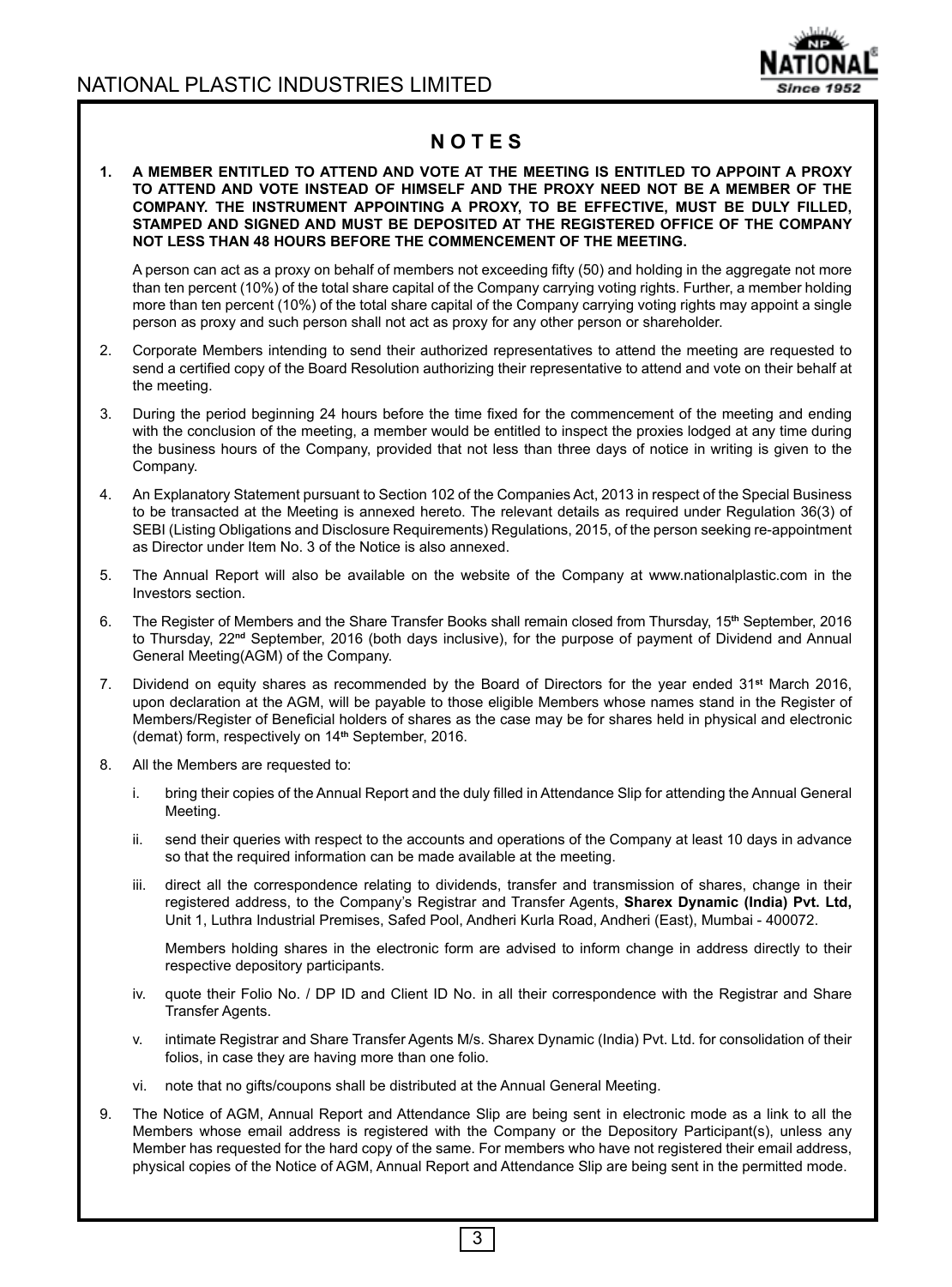## NOTES

1. **A MEMBER ENTITLED TO ATTEND AND VOTE AT THE MEETING IS ENTITLED TO APPOINT A PROXY TO ATTEND AND VOTE INSTEAD OF HIMSELF AND THE PROXY NEED NOT BE A MEMBER OF THE COMPANY. THE INSTRUMENT APPOINTING A PROXY, TO BE EFFECTIVE, MUST BE DULY FILLED, STAMPED AND SIGNED AND MUST BE DEPOSITED AT THE REGISTERED OFFICE OF THE COMPANY NOT LESS THAN 48 HOURS BEFORE THE COMMENCEMENT OF THE MEETING.**

   A person can act as a proxy on behalf of members not exceeding fifty (50) and holding in the aggregate not more than ten percent (10%) of the total share capital of the Company carrying voting rights. Further, a member holding more than ten percent (10%) of the total share capital of the Company carrying voting rights may appoint a single person as proxy and such person shall not act as proxy for any other person or shareholder.

2. Corporate Members intending to send their authorized representatives to attend the meeting are requested to send a certified copy of the Board Resolution authorizing their representative to attend and vote on their behalf at the meeting.

3. During the period beginning 24 hours before the time fixed for the commencement of the meeting and ending with the conclusion of the meeting, a member would be entitled to inspect the proxies lodged at any time during the business hours of the Company, provided that not less than three days of notice in writing is given to the Company.

4. An Explanatory Statement pursuant to Section 102 of the Companies Act, 2013 in respect of the Special Business to be transacted at the Meeting is annexed hereto. The relevant details as required under Regulation 36(3) of SEBI (Listing Obligations and Disclosure Requirements) Regulations, 2015, of the person seeking re-appointment as Director under Item No. 3 of the Notice is also annexed.

5. The Annual Report will also be available on the website of the Company at www.nationalplastic.com in the Investors section.

6. The Register of Members and the Share Transfer Books shall remain closed from Thursday, 15th September, 2016 to Thursday, 22nd September, 2016 (both days inclusive), for the purpose of payment of Dividend and Annual General Meeting(AGM) of the Company.

7. Dividend on equity shares as recommended by the Board of Directors for the year ended 31st March 2016, upon declaration at the AGM, will be payable to those eligible Members whose names stand in the Register of Members/Register of Beneficial holders of shares as the case may be for shares held in physical and electronic (demat) form, respectively on 14th September, 2016.

8. All the Members are requested to:

   i. bring their copies of the Annual Report and the duly filled in Attendance Slip for attending the Annual General Meeting.

   ii. send their queries with respect to the accounts and operations of the Company at least 10 days in advance so that the required information can be made available at the meeting.

   iii. direct all the correspondence relating to dividends, transfer and transmission of shares, change in their registered address, to the Company's Registrar and Transfer Agents, **Sharex Dynamic (India) Pvt. Ltd,** Unit 1, Luthra Industrial Premises, Safed Pool, Andheri Kurla Road, Andheri (East), Mumbai - 400072.

   Members holding shares in the electronic form are advised to inform change in address directly to their respective depository participants.

   iv. quote their Folio No. / DP ID and Client ID No. in all their correspondence with the Registrar and Share Transfer Agents.

   v. intimate Registrar and Share Transfer Agents M/s. Sharex Dynamic (India) Pvt. Ltd. for consolidation of their folios, in case they are having more than one folio.

   vi. note that no gifts/coupons shall be distributed at the Annual General Meeting.

9. The Notice of AGM, Annual Report and Attendance Slip are being sent in electronic mode as a link to all the Members whose email address is registered with the Company or the Depository Participant(s), unless any Member has requested for the hard copy of the same. For members who have not registered their email address, physical copies of the Notice of AGM, Annual Report and Attendance Slip are being sent in the permitted mode.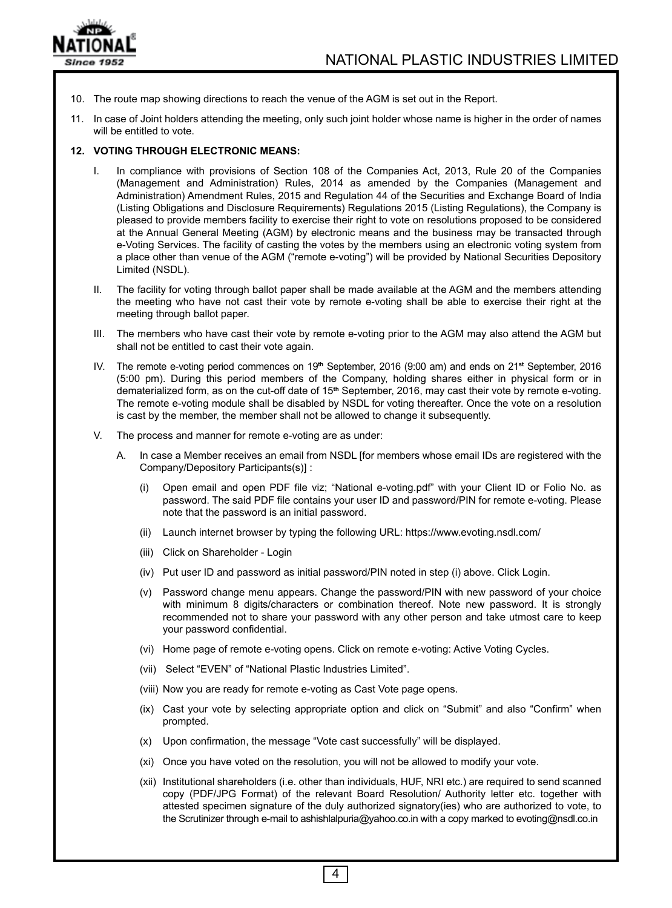10. The route map showing directions to reach the venue of the AGM is set out in the Report.

11. In case of Joint holders attending the meeting, only such joint holder whose name is higher in the order of names will be entitled to vote.

12. **VOTING THROUGH ELECTRONIC MEANS:**

    I. In compliance with provisions of Section 108 of the Companies Act, 2013, Rule 20 of the Companies (Management and Administration) Rules, 2014 as amended by the Companies (Management and Administration) Amendment Rules, 2015 and Regulation 44 of the Securities and Exchange Board of India (Listing Obligations and Disclosure Requirements) Regulations 2015 (Listing Regulations), the Company is pleased to provide members facility to exercise their right to vote on resolutions proposed to be considered at the Annual General Meeting (AGM) by electronic means and the business may be transacted through e-Voting Services. The facility of casting the votes by the members using an electronic voting system from a place other than venue of the AGM ("remote e-voting") will be provided by National Securities Depository Limited (NSDL).

    II. The facility for voting through ballot paper shall be made available at the AGM and the members attending the meeting who have not cast their vote by remote e-voting shall be able to exercise their right at the meeting through ballot paper.

    III. The members who have cast their vote by remote e-voting prior to the AGM may also attend the AGM but shall not be entitled to cast their vote again.

    IV. The remote e-voting period commences on 19th September, 2016 (9:00 am) and ends on 21st September, 2016 (5:00 pm). During this period members of the Company, holding shares either in physical form or in dematerialized form, as on the cut-off date of 15th September, 2016, may cast their vote by remote e-voting. The remote e-voting module shall be disabled by NSDL for voting thereafter. Once the vote on a resolution is cast by the member, the member shall not be allowed to change it subsequently.

    V. The process and manner for remote e-voting are as under:

       A. In case a Member receives an email from NSDL [for members whose email IDs are registered with the Company/Depository Participants(s)] :

          (i) Open email and open PDF file viz; "National e-voting.pdf" with your Client ID or Folio No. as password. The said PDF file contains your user ID and password/PIN for remote e-voting. Please note that the password is an initial password.

          (ii) Launch internet browser by typing the following URL: https://www.evoting.nsdl.com/

          (iii) Click on Shareholder - Login

          (iv) Put user ID and password as initial password/PIN noted in step (i) above. Click Login.

          (v) Password change menu appears. Change the password/PIN with new password of your choice with minimum 8 digits/characters or combination thereof. Note new password. It is strongly recommended not to share your password with any other person and take utmost care to keep your password confidential.

          (vi) Home page of remote e-voting opens. Click on remote e-voting: Active Voting Cycles.

          (vii) Select "EVEN" of "National Plastic Industries Limited".

          (viii) Now you are ready for remote e-voting as Cast Vote page opens.

          (ix) Cast your vote by selecting appropriate option and click on "Submit" and also "Confirm" when prompted.

          (x) Upon confirmation, the message "Vote cast successfully" will be displayed.

          (xi) Once you have voted on the resolution, you will not be allowed to modify your vote.

          (xii) Institutional shareholders (i.e. other than individuals, HUF, NRI etc.) are required to send scanned copy (PDF/JPG Format) of the relevant Board Resolution/ Authority letter etc. together with attested specimen signature of the duly authorized signatory(ies) who are authorized to vote, to the Scrutinizer through e-mail to ashishlalpuria@yahoo.co.in with a copy marked to evoting@nsdl.co.in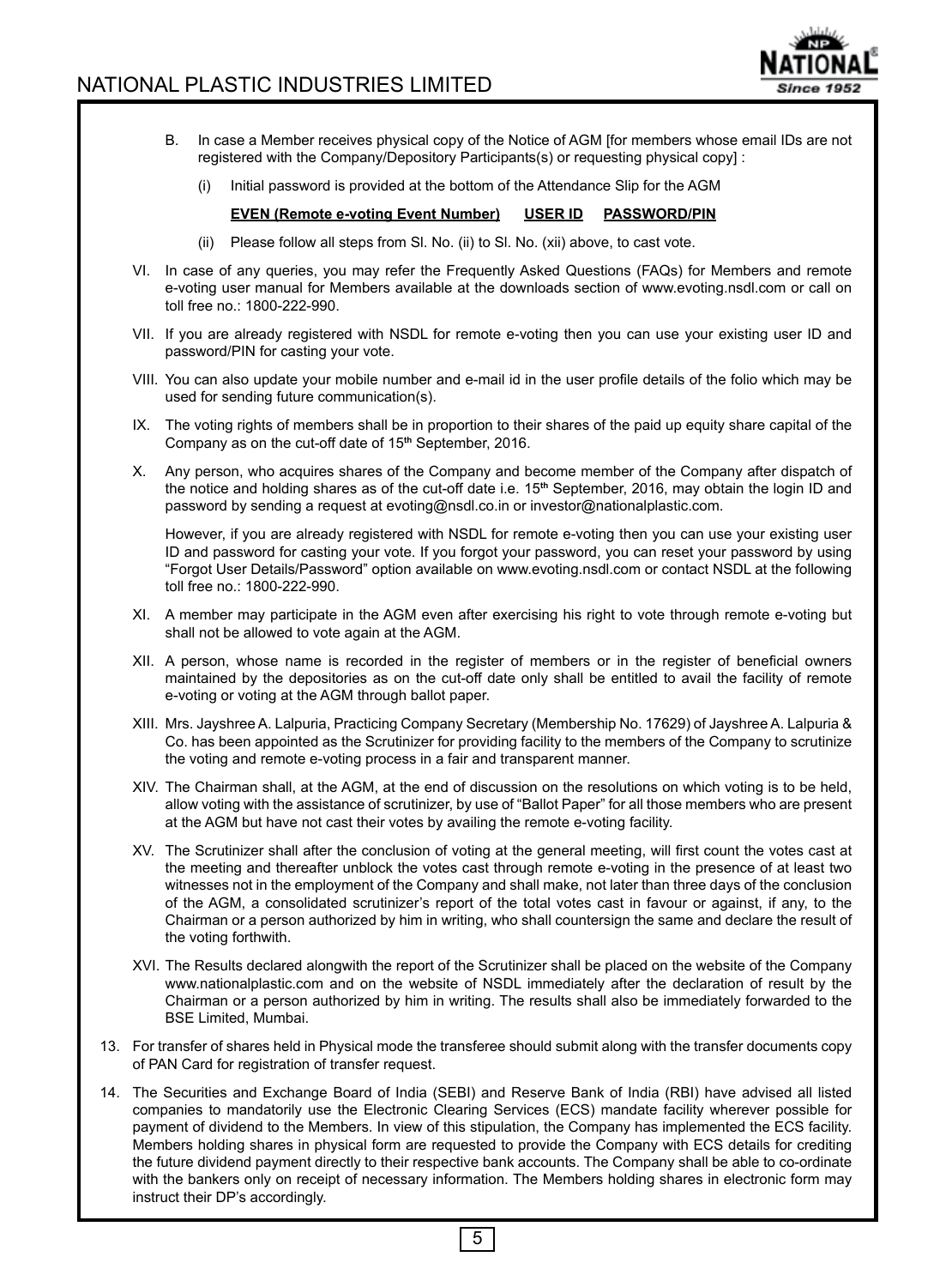B. In case a Member receives physical copy of the Notice of AGM [for members whose email IDs are not registered with the Company/Depository Participants(s) or requesting physical copy] :

   (i) Initial password is provided at the bottom of the Attendance Slip for the AGM

   **EVEN (Remote e-voting Event Number)** **USER ID** **PASSWORD/PIN**

   (ii) Please follow all steps from Sl. No. (ii) to Sl. No. (xii) above, to cast vote.

VI. In case of any queries, you may refer the Frequently Asked Questions (FAQs) for Members and remote e-voting user manual for Members available at the downloads section of www.evoting.nsdl.com or call on toll free no.: 1800-222-990.

VII. If you are already registered with NSDL for remote e-voting then you can use your existing user ID and password/PIN for casting your vote.

VIII. You can also update your mobile number and e-mail id in the user profile details of the folio which may be used for sending future communication(s).

IX. The voting rights of members shall be in proportion to their shares of the paid up equity share capital of the Company as on the cut-off date of 15th September, 2016.

X. Any person, who acquires shares of the Company and become member of the Company after dispatch of the notice and holding shares as of the cut-off date i.e. 15th September, 2016, may obtain the login ID and password by sending a request at evoting@nsdl.co.in or investor@nationalplastic.com.

   However, if you are already registered with NSDL for remote e-voting then you can use your existing user ID and password for casting your vote. If you forgot your password, you can reset your password by using "Forgot User Details/Password" option available on www.evoting.nsdl.com or contact NSDL at the following toll free no.: 1800-222-990.

XI. A member may participate in the AGM even after exercising his right to vote through remote e-voting but shall not be allowed to vote again at the AGM.

XII. A person, whose name is recorded in the register of members or in the register of beneficial owners maintained by the depositories as on the cut-off date only shall be entitled to avail the facility of remote e-voting or voting at the AGM through ballot paper.

XIII. Mrs. Jayshree A. Lalpuria, Practicing Company Secretary (Membership No. 17629) of Jayshree A. Lalpuria & Co. has been appointed as the Scrutinizer for providing facility to the members of the Company to scrutinize the voting and remote e-voting process in a fair and transparent manner.

XIV. The Chairman shall, at the AGM, at the end of discussion on the resolutions on which voting is to be held, allow voting with the assistance of scrutinizer, by use of "Ballot Paper" for all those members who are present at the AGM but have not cast their votes by availing the remote e-voting facility.

XV. The Scrutinizer shall after the conclusion of voting at the general meeting, will first count the votes cast at the meeting and thereafter unblock the votes cast through remote e-voting in the presence of at least two witnesses not in the employment of the Company and shall make, not later than three days of the conclusion of the AGM, a consolidated scrutinizer's report of the total votes cast in favour or against, if any, to the Chairman or a person authorized by him in writing, who shall countersign the same and declare the result of the voting forthwith.

XVI. The Results declared alongwith the report of the Scrutinizer shall be placed on the website of the Company www.nationalplastic.com and on the website of NSDL immediately after the declaration of result by the Chairman or a person authorized by him in writing. The results shall also be immediately forwarded to the BSE Limited, Mumbai.

13. For transfer of shares held in Physical mode the transferee should submit along with the transfer documents copy of PAN Card for registration of transfer request.

14. The Securities and Exchange Board of India (SEBI) and Reserve Bank of India (RBI) have advised all listed companies to mandatorily use the Electronic Clearing Services (ECS) mandate facility wherever possible for payment of dividend to the Members. In view of this stipulation, the Company has implemented the ECS facility. Members holding shares in physical form are requested to provide the Company with ECS details for crediting the future dividend payment directly to their respective bank accounts. The Company shall be able to co-ordinate with the bankers only on receipt of necessary information. The Members holding shares in electronic form may instruct their DP's accordingly.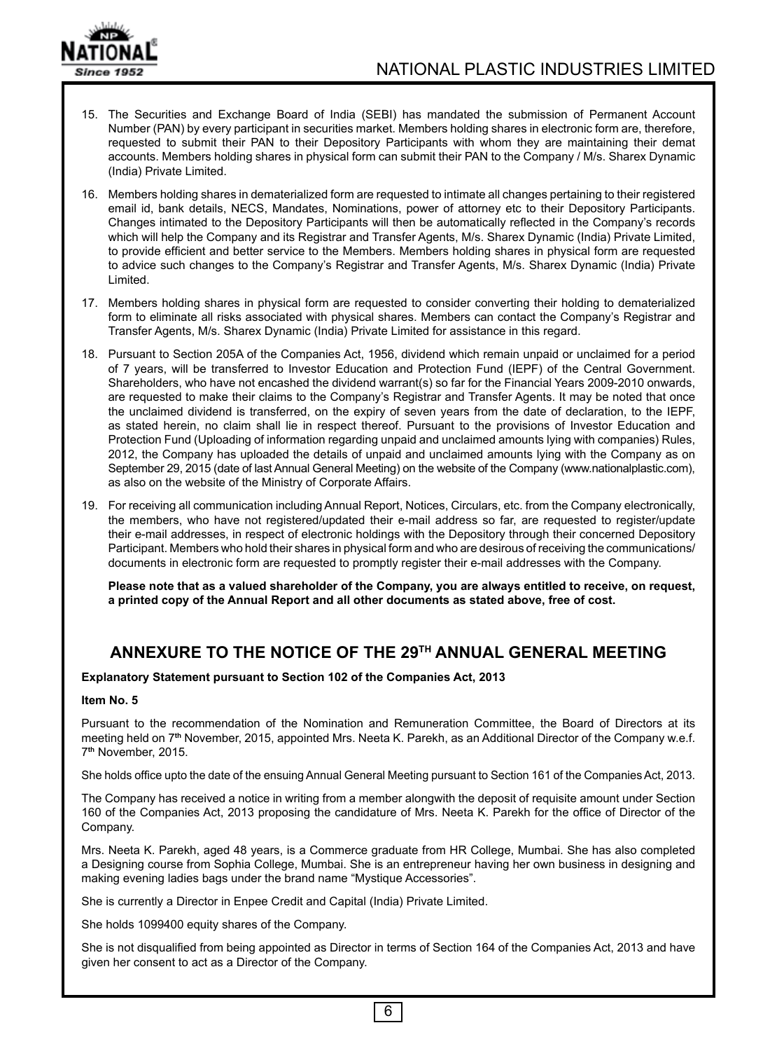15. The Securities and Exchange Board of India (SEBI) has mandated the submission of Permanent Account Number (PAN) by every participant in securities market. Members holding shares in electronic form are, therefore, requested to submit their PAN to their Depository Participants with whom they are maintaining their demat accounts. Members holding shares in physical form can submit their PAN to the Company / M/s. Sharex Dynamic (India) Private Limited.

16. Members holding shares in dematerialized form are requested to intimate all changes pertaining to their registered email id, bank details, NECS, Mandates, Nominations, power of attorney etc to their Depository Participants. Changes intimated to the Depository Participants will then be automatically reflected in the Company's records which will help the Company and its Registrar and Transfer Agents, M/s. Sharex Dynamic (India) Private Limited, to provide efficient and better service to the Members. Members holding shares in physical form are requested to advice such changes to the Company's Registrar and Transfer Agents, M/s. Sharex Dynamic (India) Private Limited.

17. Members holding shares in physical form are requested to consider converting their holding to dematerialized form to eliminate all risks associated with physical shares. Members can contact the Company's Registrar and Transfer Agents, M/s. Sharex Dynamic (India) Private Limited for assistance in this regard.

18. Pursuant to Section 205A of the Companies Act, 1956, dividend which remain unpaid or unclaimed for a period of 7 years, will be transferred to Investor Education and Protection Fund (IEPF) of the Central Government. Shareholders, who have not encashed the dividend warrant(s) so far for the Financial Years 2009-2010 onwards, are requested to make their claims to the Company's Registrar and Transfer Agents. It may be noted that once the unclaimed dividend is transferred, on the expiry of seven years from the date of declaration, to the IEPF, as stated herein, no claim shall lie in respect thereof. Pursuant to the provisions of Investor Education and Protection Fund (Uploading of information regarding unpaid and unclaimed amounts lying with companies) Rules, 2012, the Company has uploaded the details of unpaid and unclaimed amounts lying with the Company as on September 29, 2015 (date of last Annual General Meeting) on the website of the Company (www.nationalplastic.com), as also on the website of the Ministry of Corporate Affairs.

19. For receiving all communication including Annual Report, Notices, Circulars, etc. from the Company electronically, the members, who have not registered/updated their e-mail address so far, are requested to register/update their e-mail addresses, in respect of electronic holdings with the Depository through their concerned Depository Participant. Members who hold their shares in physical form and who are desirous of receiving the communications/ documents in electronic form are requested to promptly register their e-mail addresses with the Company.

    **Please note that as a valued shareholder of the Company, you are always entitled to receive, on request, a printed copy of the Annual Report and all other documents as stated above, free of cost.**

## ANNEXURE TO THE NOTICE OF THE 29TH ANNUAL GENERAL MEETING

**Explanatory Statement pursuant to Section 102 of the Companies Act, 2013**

**Item No. 5**

Pursuant to the recommendation of the Nomination and Remuneration Committee, the Board of Directors at its meeting held on 7th November, 2015, appointed Mrs. Neeta K. Parekh, as an Additional Director of the Company w.e.f. 7th November, 2015.

She holds office upto the date of the ensuing Annual General Meeting pursuant to Section 161 of the Companies Act, 2013.

The Company has received a notice in writing from a member alongwith the deposit of requisite amount under Section 160 of the Companies Act, 2013 proposing the candidature of Mrs. Neeta K. Parekh for the office of Director of the Company.

Mrs. Neeta K. Parekh, aged 48 years, is a Commerce graduate from HR College, Mumbai. She has also completed a Designing course from Sophia College, Mumbai. She is an entrepreneur having her own business in designing and making evening ladies bags under the brand name "Mystique Accessories".

She is currently a Director in Enpee Credit and Capital (India) Private Limited.

She holds 1099400 equity shares of the Company.

She is not disqualified from being appointed as Director in terms of Section 164 of the Companies Act, 2013 and have given her consent to act as a Director of the Company.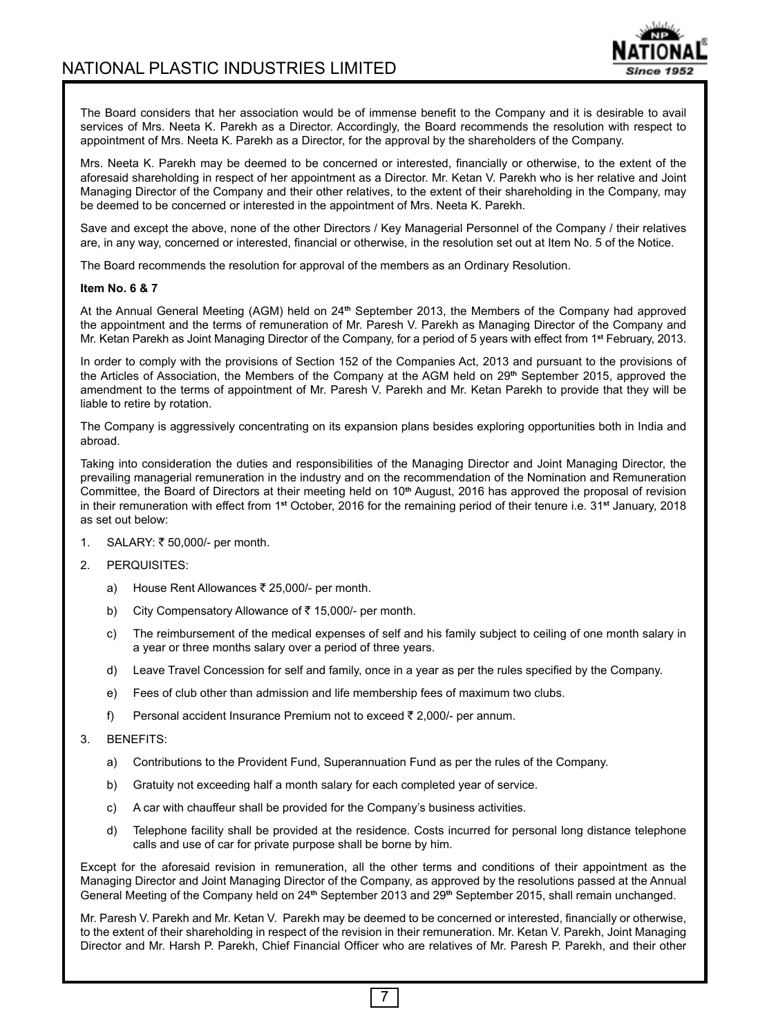The Board considers that her association would be of immense benefit to the Company and it is desirable to avail services of Mrs. Neeta K. Parekh as a Director. Accordingly, the Board recommends the resolution with respect to appointment of Mrs. Neeta K. Parekh as a Director, for the approval by the shareholders of the Company.

Mrs. Neeta K. Parekh may be deemed to be concerned or interested, financially or otherwise, to the extent of the aforesaid shareholding in respect of her appointment as a Director. Mr. Ketan V. Parekh who is her relative and Joint Managing Director of the Company and their other relatives, to the extent of their shareholding in the Company, may be deemed to be concerned or interested in the appointment of Mrs. Neeta K. Parekh.

Save and except the above, none of the other Directors / Key Managerial Personnel of the Company / their relatives are, in any way, concerned or interested, financial or otherwise, in the resolution set out at Item No. 5 of the Notice.

The Board recommends the resolution for approval of the members as an Ordinary Resolution.

**Item No. 6 & 7**

At the Annual General Meeting (AGM) held on 24th September 2013, the Members of the Company had approved the appointment and the terms of remuneration of Mr. Paresh V. Parekh as Managing Director of the Company and Mr. Ketan Parekh as Joint Managing Director of the Company, for a period of 5 years with effect from 1st February, 2013.

In order to comply with the provisions of Section 152 of the Companies Act, 2013 and pursuant to the provisions of the Articles of Association, the Members of the Company at the AGM held on 29th September 2015, approved the amendment to the terms of appointment of Mr. Paresh V. Parekh and Mr. Ketan Parekh to provide that they will be liable to retire by rotation.

The Company is aggressively concentrating on its expansion plans besides exploring opportunities both in India and abroad.

Taking into consideration the duties and responsibilities of the Managing Director and Joint Managing Director, the prevailing managerial remuneration in the industry and on the recommendation of the Nomination and Remuneration Committee, the Board of Directors at their meeting held on 10th August, 2016 has approved the proposal of revision in their remuneration with effect from 1st October, 2016 for the remaining period of their tenure i.e. 31st January, 2018 as set out below:

1. SALARY: ₹ 50,000/- per month.
2. PERQUISITES:
   a) House Rent Allowances ₹ 25,000/- per month.
   b) City Compensatory Allowance of ₹ 15,000/- per month.
   c) The reimbursement of the medical expenses of self and his family subject to ceiling of one month salary in a year or three months salary over a period of three years.
   d) Leave Travel Concession for self and family, once in a year as per the rules specified by the Company.
   e) Fees of club other than admission and life membership fees of maximum two clubs.
   f) Personal accident Insurance Premium not to exceed ₹ 2,000/- per annum.
3. BENEFITS:
   a) Contributions to the Provident Fund, Superannuation Fund as per the rules of the Company.
   b) Gratuity not exceeding half a month salary for each completed year of service.
   c) A car with chauffeur shall be provided for the Company's business activities.
   d) Telephone facility shall be provided at the residence. Costs incurred for personal long distance telephone calls and use of car for private purpose shall be borne by him.

Except for the aforesaid revision in remuneration, all the other terms and conditions of their appointment as the Managing Director and Joint Managing Director of the Company, as approved by the resolutions passed at the Annual General Meeting of the Company held on 24th September 2013 and 29th September 2015, shall remain unchanged.

Mr. Paresh V. Parekh and Mr. Ketan V. Parekh may be deemed to be concerned or interested, financially or otherwise, to the extent of their shareholding in respect of the revision in their remuneration. Mr. Ketan V. Parekh, Joint Managing Director and Mr. Harsh P. Parekh, Chief Financial Officer who are relatives of Mr. Paresh P. Parekh, and their other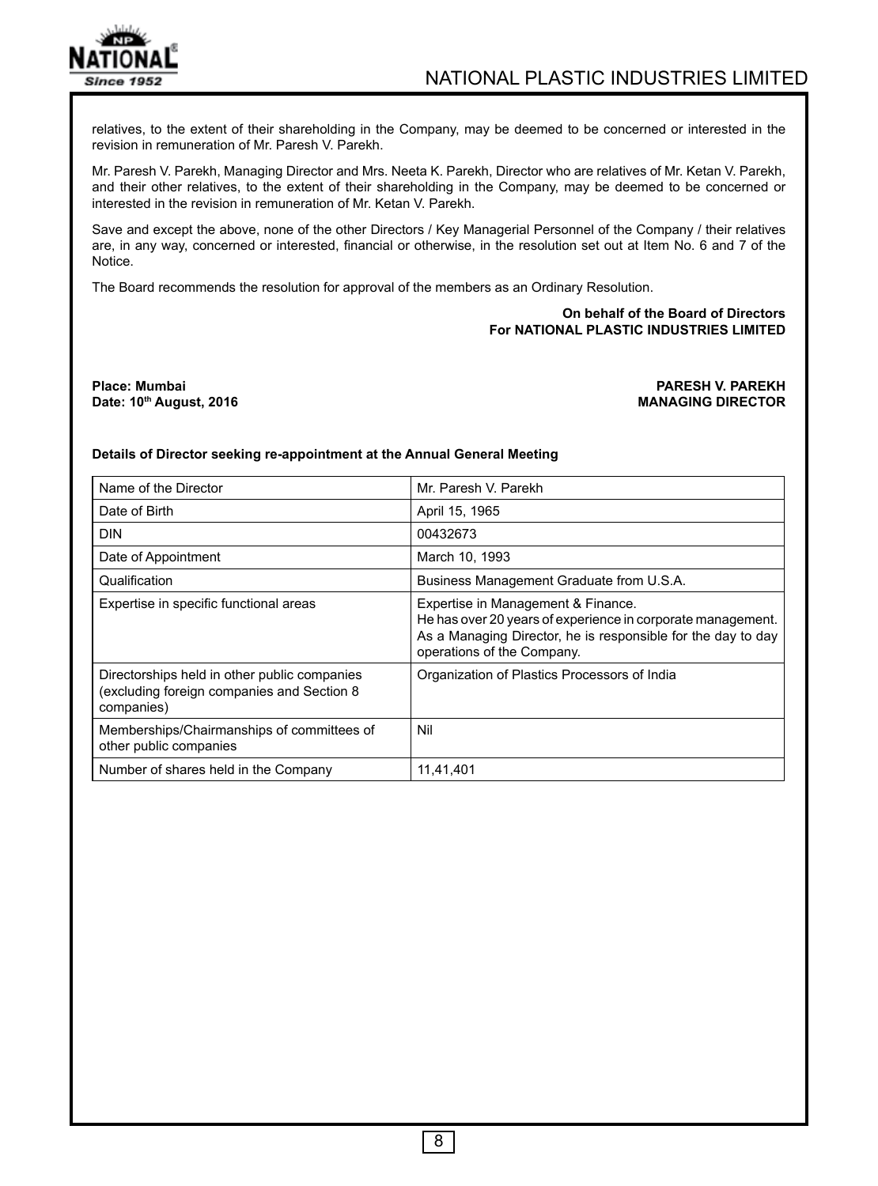relatives, to the extent of their shareholding in the Company, may be deemed to be concerned or interested in the revision in remuneration of Mr. Paresh V. Parekh.

Mr. Paresh V. Parekh, Managing Director and Mrs. Neeta K. Parekh, Director who are relatives of Mr. Ketan V. Parekh, and their other relatives, to the extent of their shareholding in the Company, may be deemed to be concerned or interested in the revision in remuneration of Mr. Ketan V. Parekh.

Save and except the above, none of the other Directors / Key Managerial Personnel of the Company / their relatives are, in any way, concerned or interested, financial or otherwise, in the resolution set out at Item No. 6 and 7 of the Notice.

The Board recommends the resolution for approval of the members as an Ordinary Resolution.

**On behalf of the Board of Directors**
**For NATIONAL PLASTIC INDUSTRIES LIMITED**

**Place: Mumbai**
**Date: 10th August, 2016**

**PARESH V. PAREKH**
**MANAGING DIRECTOR**

**Details of Director seeking re-appointment at the Annual General Meeting**

| Name of the Director | Mr. Paresh V. Parekh |
|---|---|
| Date of Birth | April 15, 1965 |
| DIN | 00432673 |
| Date of Appointment | March 10, 1993 |
| Qualification | Business Management Graduate from U.S.A. |
| Expertise in specific functional areas | Expertise in Management & Finance. He has over 20 years of experience in corporate management. As a Managing Director, he is responsible for the day to day operations of the Company. |
| Directorships held in other public companies (excluding foreign companies and Section 8 companies) | Organization of Plastics Processors of India |
| Memberships/Chairmanships of committees of other public companies | Nil |
| Number of shares held in the Company | 11,41,401 |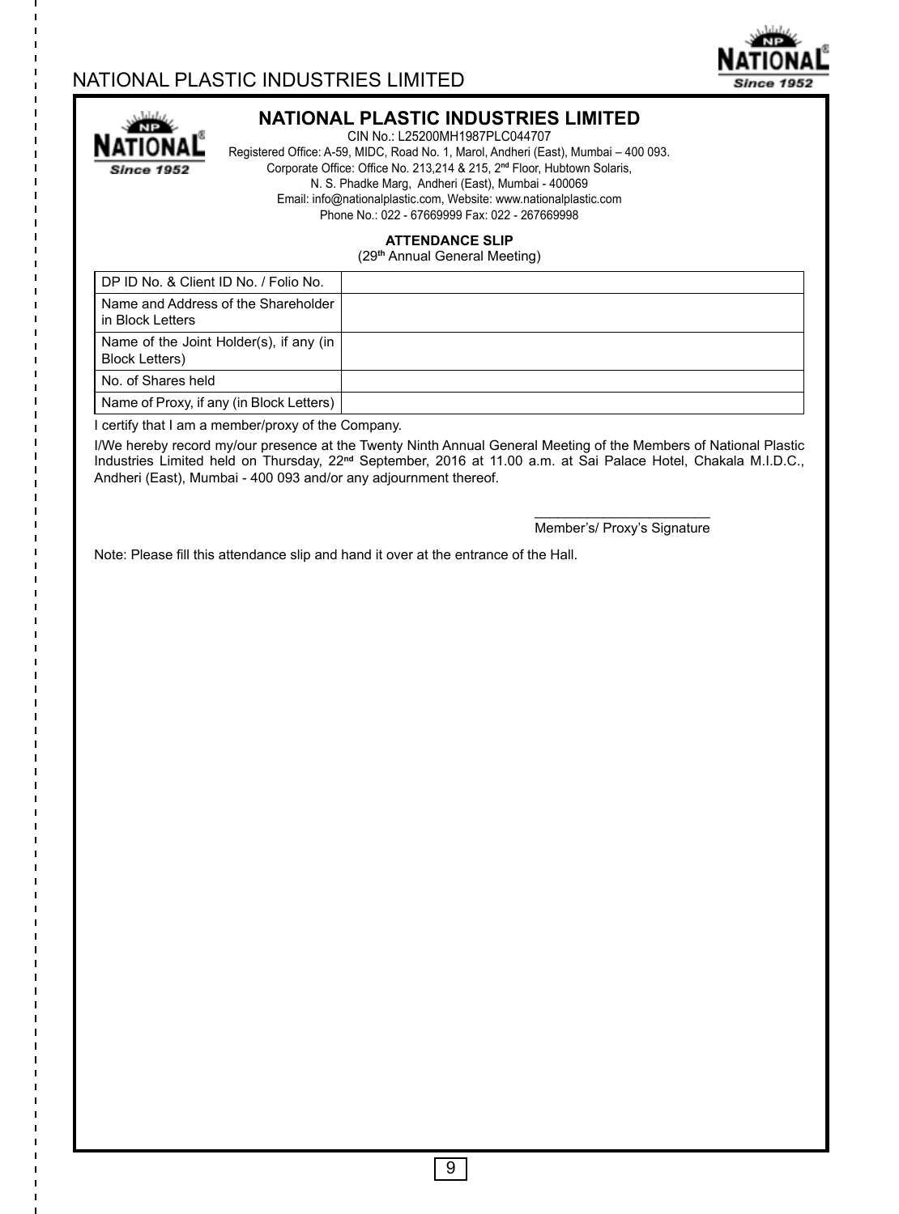## NATIONAL PLASTIC INDUSTRIES LIMITED

CIN No.: L25200MH1987PLC044707

Registered Office: A-59, MIDC, Road No. 1, Marol, Andheri (East), Mumbai – 400 093.

Corporate Office: Office No. 213,214 & 215, 2nd Floor, Hubtown Solaris,

N. S. Phadke Marg, Andheri (East), Mumbai - 400069

Email: info@nationalplastic.com, Website: www.nationalplastic.com

Phone No.: 022 - 67669999 Fax: 022 - 267669998

**ATTENDANCE SLIP**

(29th Annual General Meeting)

| DP ID No. & Client ID No. / Folio No. | |
|---|---|
| Name and Address of the Shareholder in Block Letters | |
| Name of the Joint Holder(s), if any (in Block Letters) | |
| No. of Shares held | |
| Name of Proxy, if any (in Block Letters) | |

I certify that I am a member/proxy of the Company.

I/We hereby record my/our presence at the Twenty Ninth Annual General Meeting of the Members of National Plastic Industries Limited held on Thursday, 22nd September, 2016 at 11.00 a.m. at Sai Palace Hotel, Chakala M.I.D.C., Andheri (East), Mumbai - 400 093 and/or any adjournment thereof.

_______________________

Member's/ Proxy's Signature

Note: Please fill this attendance slip and hand it over at the entrance of the Hall.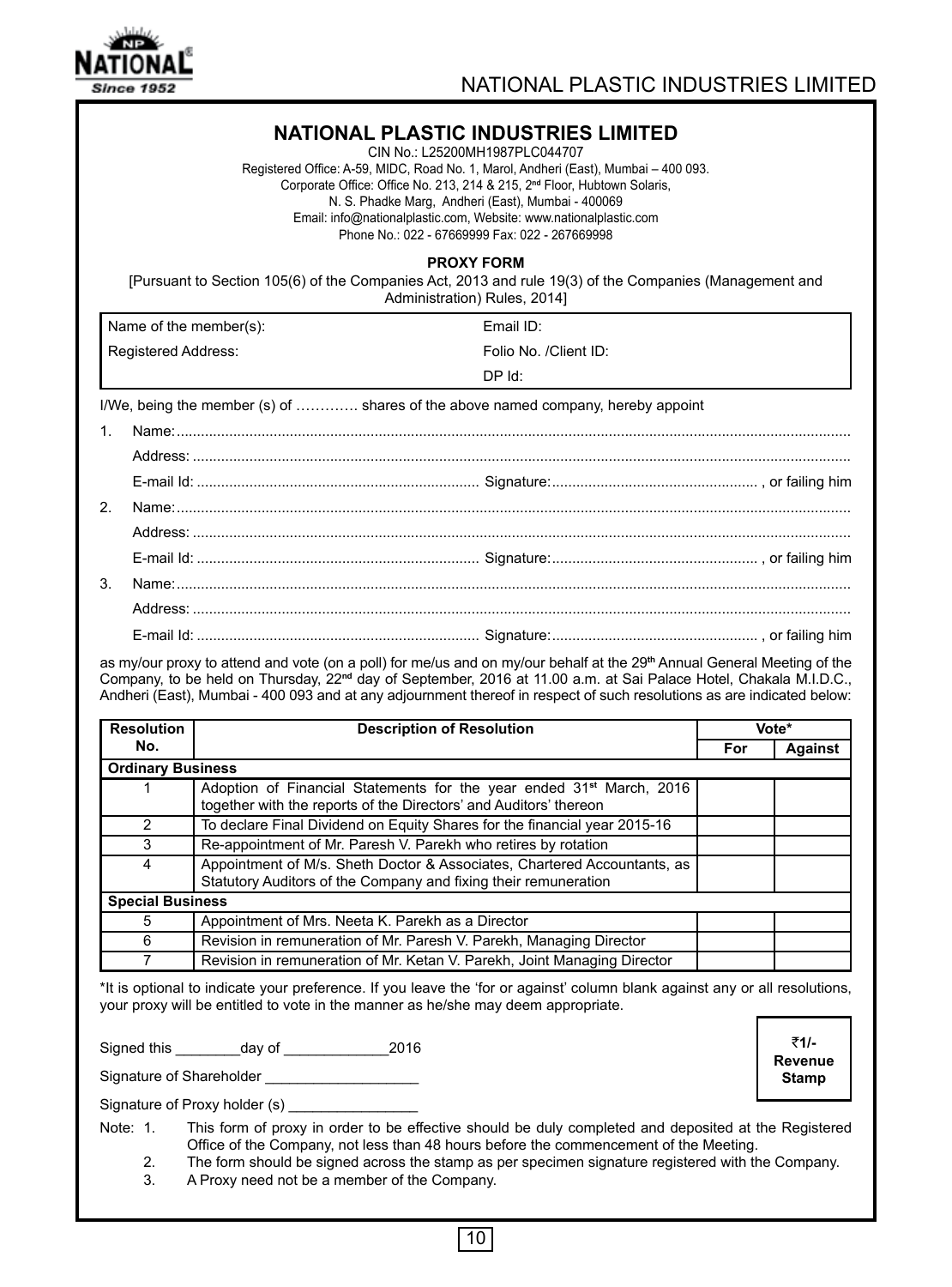# NATIONAL PLASTIC INDUSTRIES LIMITED

CIN No.: L25200MH1987PLC044707

Registered Office: A-59, MIDC, Road No. 1, Marol, Andheri (East), Mumbai – 400 093.

Corporate Office: Office No. 213, 214 & 215, 2nd Floor, Hubtown Solaris,

N. S. Phadke Marg, Andheri (East), Mumbai - 400069

Email: info@nationalplastic.com, Website: www.nationalplastic.com

Phone No.: 022 - 67669999 Fax: 022 - 267669998

## PROXY FORM

[Pursuant to Section 105(6) of the Companies Act, 2013 and rule 19(3) of the Companies (Management and Administration) Rules, 2014]

| | |
|---|---|
| Name of the member(s): | Email ID: |
| Registered Address: | Folio No. /Client ID: |
| | DP Id: |

I/We, being the member (s) of ………… shares of the above named company, hereby appoint

1. Name:.....................................................................................................................................................

   Address: .................................................................................................................................................

   E-mail Id: ..................................................................... Signature:................................................... , or failing him

2. Name:.....................................................................................................................................................

   Address: .................................................................................................................................................

   E-mail Id: ..................................................................... Signature:................................................... , or failing him

3. Name:.....................................................................................................................................................

   Address: .................................................................................................................................................

   E-mail Id: ..................................................................... Signature:................................................... , or failing him

as my/our proxy to attend and vote (on a poll) for me/us and on my/our behalf at the 29th Annual General Meeting of the Company, to be held on Thursday, 22nd day of September, 2016 at 11.00 a.m. at Sai Palace Hotel, Chakala M.I.D.C., Andheri (East), Mumbai - 400 093 and at any adjournment thereof in respect of such resolutions as are indicated below:

| Resolution No. | Description of Resolution | Vote* | |
|---|---|---|---|
| | | For | Against |
| **Ordinary Business** | | | |
| 1 | Adoption of Financial Statements for the year ended 31st March, 2016 together with the reports of the Directors' and Auditors' thereon | | |
| 2 | To declare Final Dividend on Equity Shares for the financial year 2015-16 | | |
| 3 | Re-appointment of Mr. Paresh V. Parekh who retires by rotation | | |
| 4 | Appointment of M/s. Sheth Doctor & Associates, Chartered Accountants, as Statutory Auditors of the Company and fixing their remuneration | | |
| **Special Business** | | | |
| 5 | Appointment of Mrs. Neeta K. Parekh as a Director | | |
| 6 | Revision in remuneration of Mr. Paresh V. Parekh, Managing Director | | |
| 7 | Revision in remuneration of Mr. Ketan V. Parekh, Joint Managing Director | | |

*It is optional to indicate your preference. If you leave the 'for or against' column blank against any or all resolutions, your proxy will be entitled to vote in the manner as he/she may deem appropriate.

Signed this ________day of _____________2016

Signature of Shareholder ___________________

Signature of Proxy holder (s) ________________

₹1/- Revenue Stamp

Note: 1. This form of proxy in order to be effective should be duly completed and deposited at the Registered Office of the Company, not less than 48 hours before the commencement of the Meeting.

2. The form should be signed across the stamp as per specimen signature registered with the Company.

3. A Proxy need not be a member of the Company.